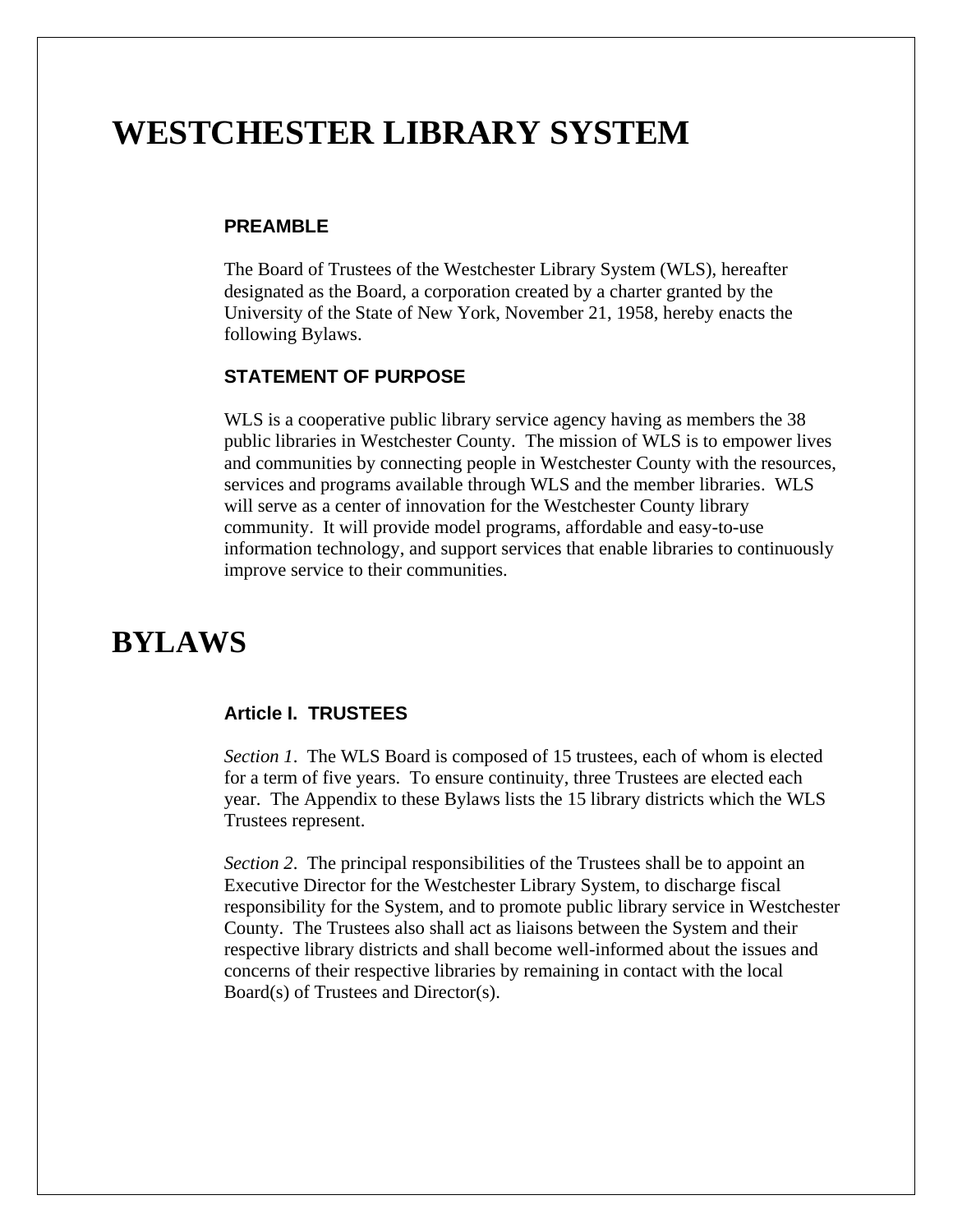# WESTCHESTER LIBRARY SYSTEM

### PREAMBLE

The Board of Trustees of the Westchester Library System (WLS), hereafter designated as the Board, a corporation created by a charter granted by the University of the State of New York, November 21, 1958, hereby enacts the following Bylaws.

### STATEMENT OF PURPOSE

WLS is a cooperative public library service agency having as members the 38 public libraries in Westchester County. The mission of WLS is to empower lives and communities by connecting people in Westchester County with the resources, services and programs available through WLS and the member libraries. WLS will serve as a center of innovation for the Westchester County library community. It will provide model programs, affordable and easy-to-use information technology, and support services that enable libraries to continuously improve service to their communities.

# BYLAWS

### Article I. TRUSTEES

*Section 1*. The WLS Board is composed of 15 trustees, each of whom is elected for a term of five years. To ensure continuity, three Trustees are elected each year. The Appendix to these Bylaws lists the 15 library districts which the WLS Trustees represent.

*Section 2*. The principal responsibilities of the Trustees shall be to appoint an Executive Director for the Westchester Library System, to discharge fiscal responsibility for the System, and to promote public library service in Westchester County. The Trustees also shall act as liaisons between the System and their respective library districts and shall become well-informed about the issues and concerns of their respective libraries by remaining in contact with the local Board(s) of Trustees and Director(s).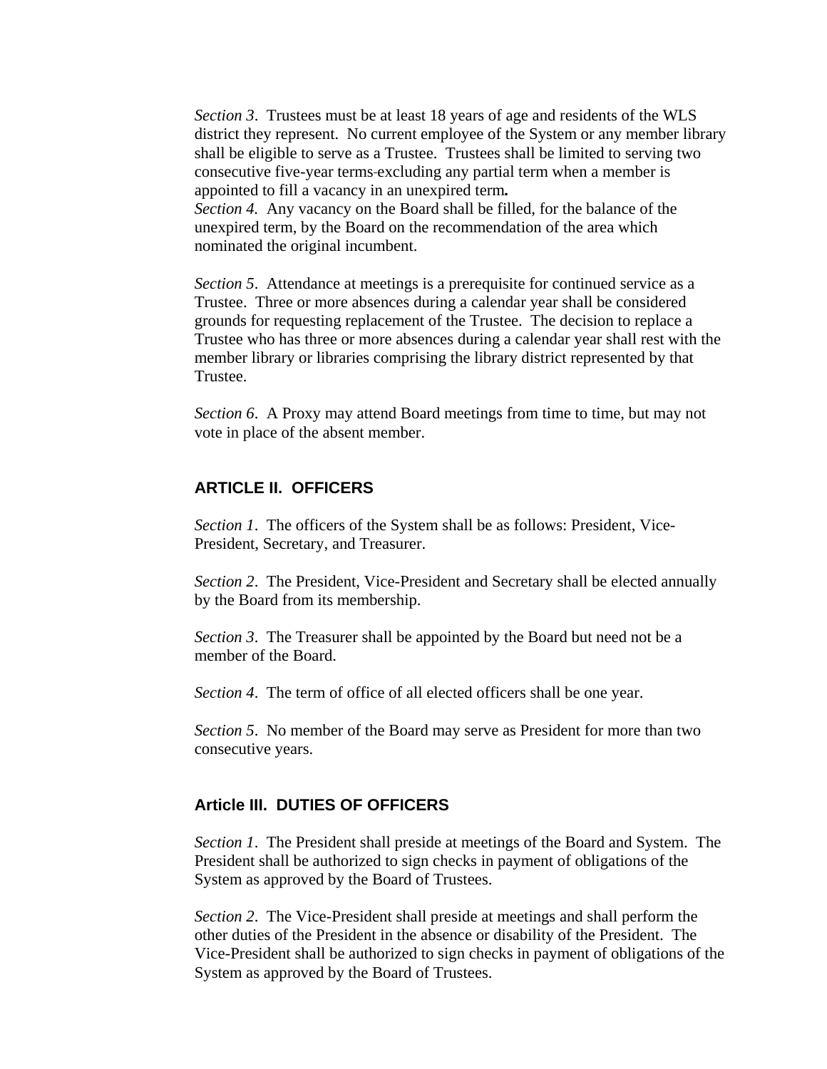*Section 3*. Trustees must be at least 18 years of age and residents of the WLS district they represent. No current employee of the System or any member library shall be eligible to serve as a Trustee. Trustees shall be limited to serving two consecutive five-year terms excluding any partial term when a member is appointed to fill a vacancy in an unexpired term**.**

*Section 4.* Any vacancy on the Board shall be filled, for the balance of the unexpired term, by the Board on the recommendation of the area which nominated the original incumbent.

*Section 5*. Attendance at meetings is a prerequisite for continued service as a Trustee. Three or more absences during a calendar year shall be considered grounds for requesting replacement of the Trustee. The decision to replace a Trustee who has three or more absences during a calendar year shall rest with the member library or libraries comprising the library district represented by that Trustee.

*Section 6*. A Proxy may attend Board meetings from time to time, but may not vote in place of the absent member.

## ARTICLE II. OFFICERS

*Section 1*. The officers of the System shall be as follows: President, Vice-President, Secretary, and Treasurer.

*Section 2*. The President, Vice-President and Secretary shall be elected annually by the Board from its membership.

*Section 3*. The Treasurer shall be appointed by the Board but need not be a member of the Board.

*Section 4*. The term of office of all elected officers shall be one year.

*Section 5*. No member of the Board may serve as President for more than two consecutive years.

## Article III. DUTIES OF OFFICERS

*Section 1*. The President shall preside at meetings of the Board and System. The President shall be authorized to sign checks in payment of obligations of the System as approved by the Board of Trustees.

*Section 2*. The Vice-President shall preside at meetings and shall perform the other duties of the President in the absence or disability of the President. The Vice-President shall be authorized to sign checks in payment of obligations of the System as approved by the Board of Trustees.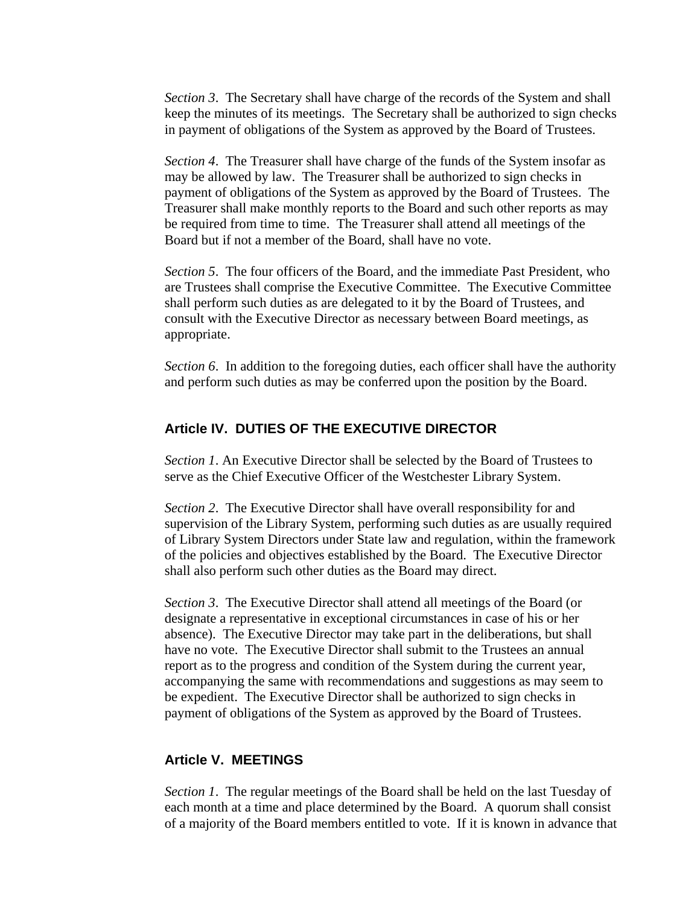*Section 3*.  The Secretary shall have charge of the records of the System and shall keep the minutes of its meetings.  The Secretary shall be authorized to sign checks in payment of obligations of the System as approved by the Board of Trustees.

*Section 4*.  The Treasurer shall have charge of the funds of the System insofar as may be allowed by law.  The Treasurer shall be authorized to sign checks in payment of obligations of the System as approved by the Board of Trustees.  The Treasurer shall make monthly reports to the Board and such other reports as may be required from time to time.  The Treasurer shall attend all meetings of the Board but if not a member of the Board, shall have no vote.

*Section 5*.  The four officers of the Board, and the immediate Past President, who are Trustees shall comprise the Executive Committee.  The Executive Committee shall perform such duties as are delegated to it by the Board of Trustees, and consult with the Executive Director as necessary between Board meetings, as appropriate.

*Section 6*.  In addition to the foregoing duties, each officer shall have the authority and perform such duties as may be conferred upon the position by the Board.

## Article IV.  DUTIES OF THE EXECUTIVE DIRECTOR

*Section 1*. An Executive Director shall be selected by the Board of Trustees to serve as the Chief Executive Officer of the Westchester Library System.

*Section 2*.  The Executive Director shall have overall responsibility for and supervision of the Library System, performing such duties as are usually required of Library System Directors under State law and regulation, within the framework of the policies and objectives established by the Board.  The Executive Director shall also perform such other duties as the Board may direct.

*Section 3*.  The Executive Director shall attend all meetings of the Board (or designate a representative in exceptional circumstances in case of his or her absence).  The Executive Director may take part in the deliberations, but shall have no vote.  The Executive Director shall submit to the Trustees an annual report as to the progress and condition of the System during the current year, accompanying the same with recommendations and suggestions as may seem to be expedient.  The Executive Director shall be authorized to sign checks in payment of obligations of the System as approved by the Board of Trustees.

## Article V.  MEETINGS

*Section 1*.  The regular meetings of the Board shall be held on the last Tuesday of each month at a time and place determined by the Board.  A quorum shall consist of a majority of the Board members entitled to vote.  If it is known in advance that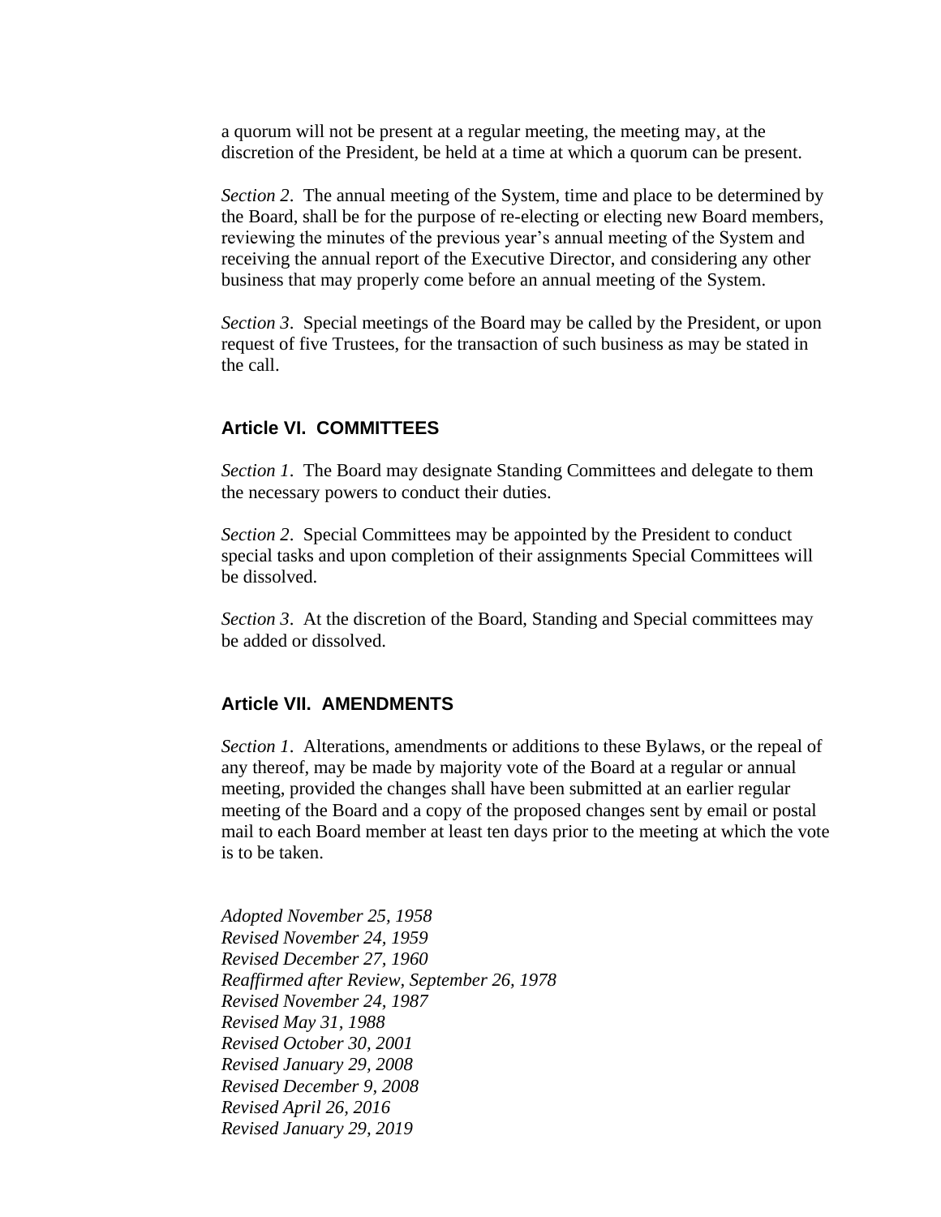a quorum will not be present at a regular meeting, the meeting may, at the discretion of the President, be held at a time at which a quorum can be present.

*Section 2*. The annual meeting of the System, time and place to be determined by the Board, shall be for the purpose of re-electing or electing new Board members, reviewing the minutes of the previous year's annual meeting of the System and receiving the annual report of the Executive Director, and considering any other business that may properly come before an annual meeting of the System.

*Section 3*. Special meetings of the Board may be called by the President, or upon request of five Trustees, for the transaction of such business as may be stated in the call.

## Article VI. COMMITTEES

*Section 1*. The Board may designate Standing Committees and delegate to them the necessary powers to conduct their duties.

*Section 2*. Special Committees may be appointed by the President to conduct special tasks and upon completion of their assignments Special Committees will be dissolved.

*Section 3*. At the discretion of the Board, Standing and Special committees may be added or dissolved.

## Article VII. AMENDMENTS

*Section 1*. Alterations, amendments or additions to these Bylaws, or the repeal of any thereof, may be made by majority vote of the Board at a regular or annual meeting, provided the changes shall have been submitted at an earlier regular meeting of the Board and a copy of the proposed changes sent by email or postal mail to each Board member at least ten days prior to the meeting at which the vote is to be taken.

*Adopted November 25, 1958*
*Revised November 24, 1959*
*Revised December 27, 1960*
*Reaffirmed after Review, September 26, 1978*
*Revised November 24, 1987*
*Revised May 31, 1988*
*Revised October 30, 2001*
*Revised January 29, 2008*
*Revised December 9, 2008*
*Revised April 26, 2016*
*Revised January 29, 2019*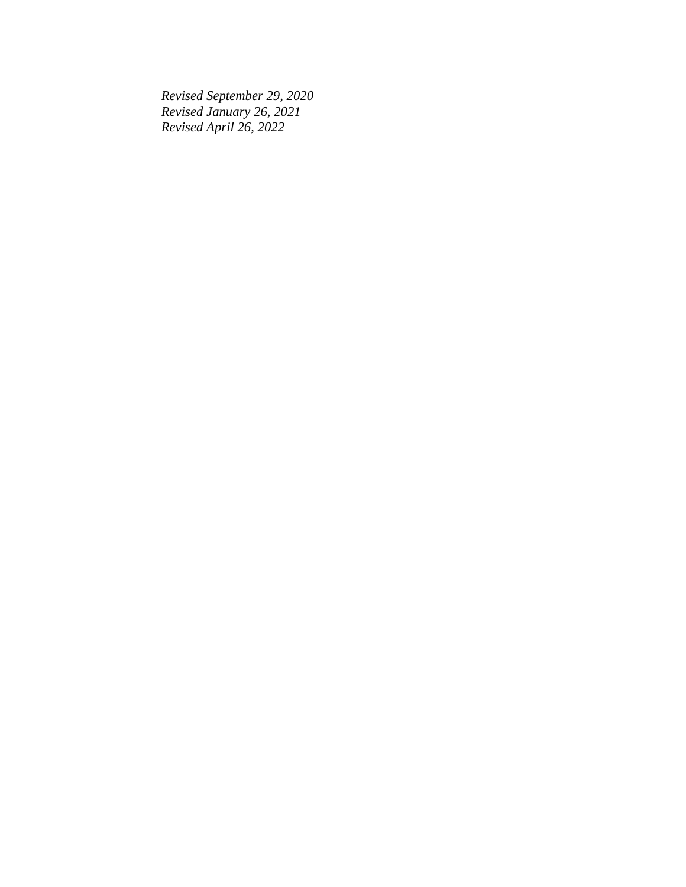*Revised September 29, 2020*
*Revised January 26, 2021*
*Revised April 26, 2022*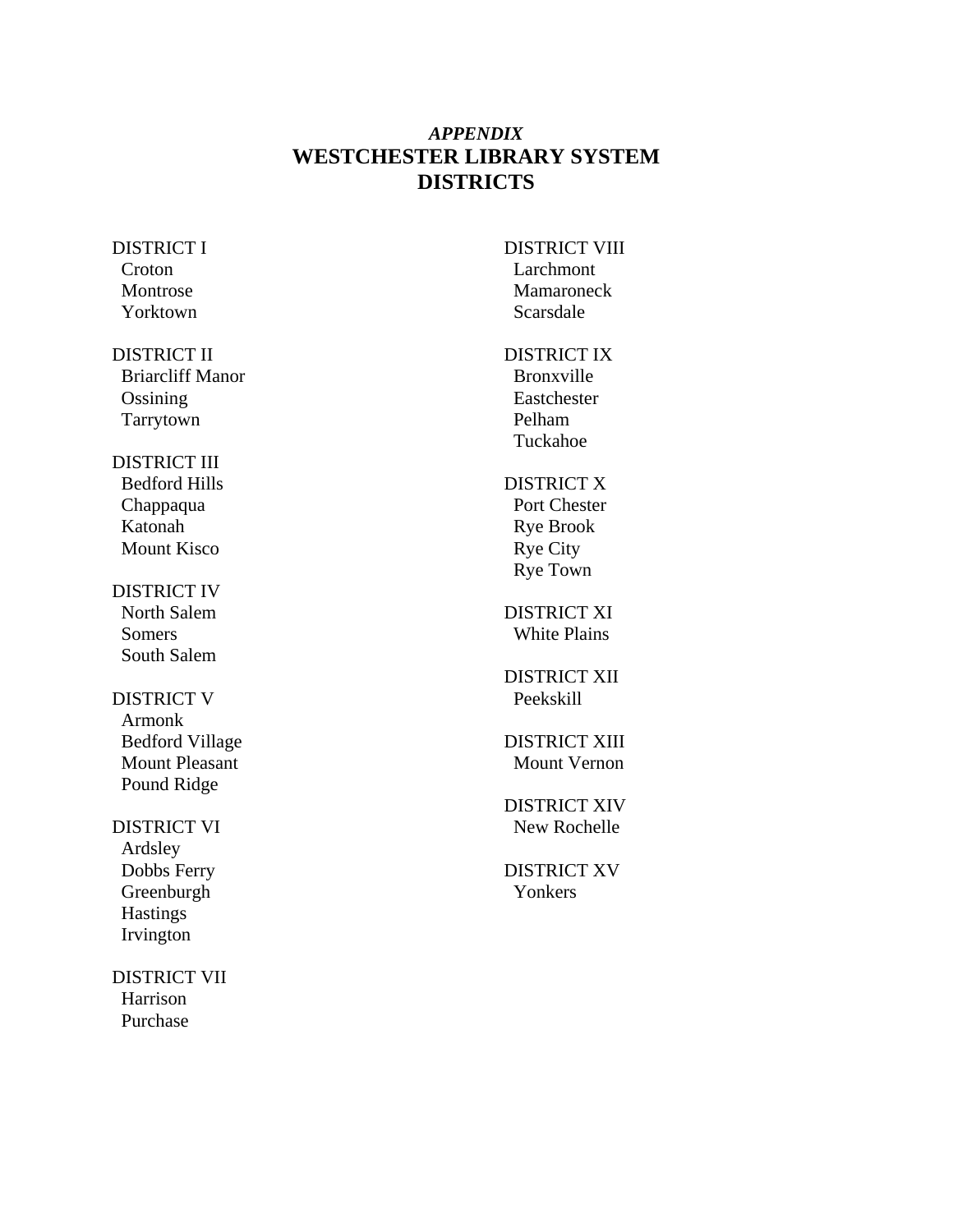*APPENDIX*

# WESTCHESTER LIBRARY SYSTEM DISTRICTS

DISTRICT I
- Croton
- Montrose
- Yorktown

DISTRICT II
- Briarcliff Manor
- Ossining
- Tarrytown

DISTRICT III
- Bedford Hills
- Chappaqua
- Katonah
- Mount Kisco

DISTRICT IV
- North Salem
- Somers
- South Salem

DISTRICT V
- Armonk
- Bedford Village
- Mount Pleasant
- Pound Ridge

DISTRICT VI
- Ardsley
- Dobbs Ferry
- Greenburgh
- Hastings
- Irvington

DISTRICT VII
- Harrison
- Purchase

DISTRICT VIII
- Larchmont
- Mamaroneck
- Scarsdale

DISTRICT IX
- Bronxville
- Eastchester
- Pelham
- Tuckahoe

DISTRICT X
- Port Chester
- Rye Brook
- Rye City
- Rye Town

DISTRICT XI
- White Plains

DISTRICT XII
- Peekskill

DISTRICT XIII
- Mount Vernon

DISTRICT XIV
- New Rochelle

DISTRICT XV
- Yonkers